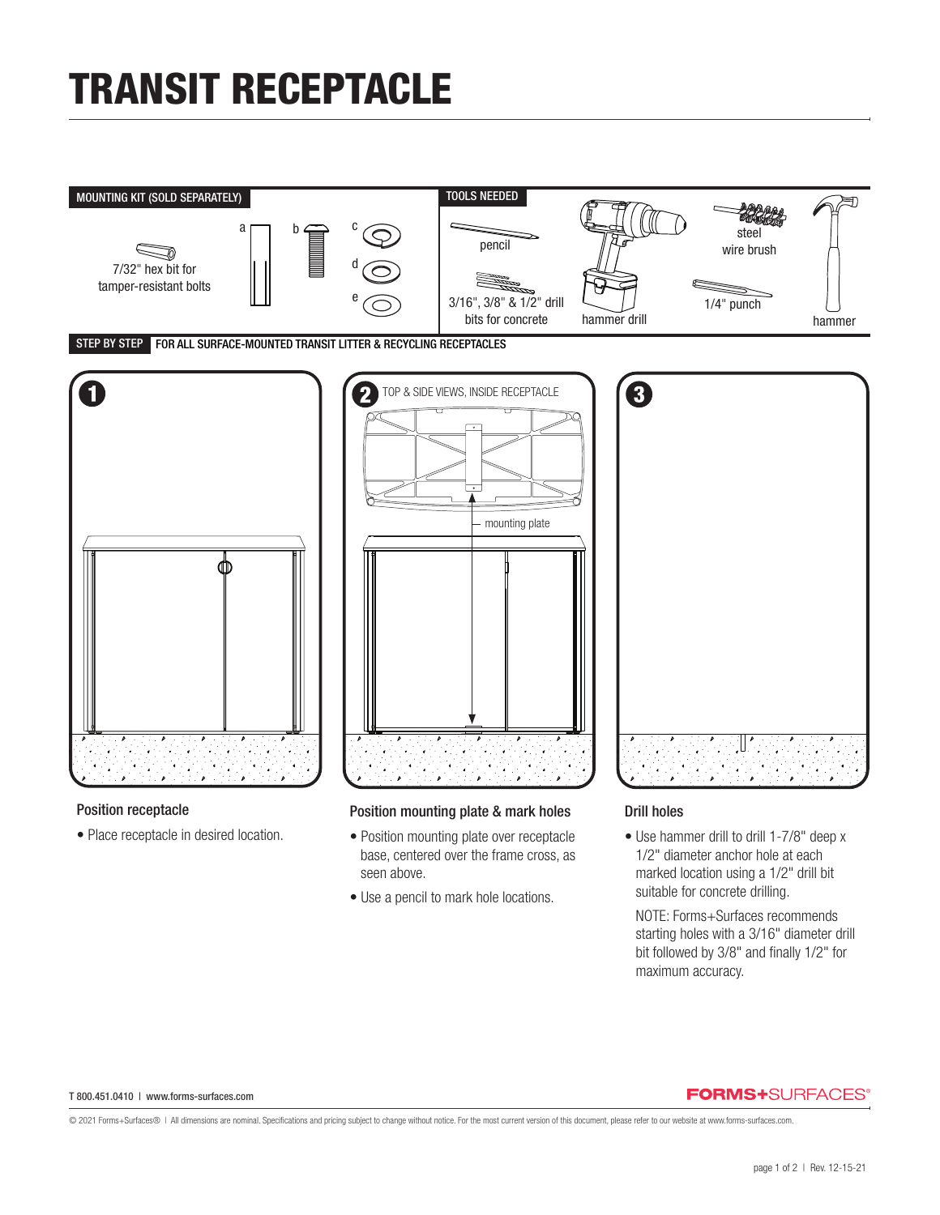# TRANSIT RECEPTACLE

## MOUNTING KIT (SOLD SEPARATELY)

7/32" hex bit for tamper-resistant bolts

a

b

c

d

e

## TOOLS NEEDED

- pencil
- 3/16", 3/8" & 1/2" drill bits for concrete
- hammer drill
- steel wire brush
- 1/4" punch
- hammer

## STEP BY STEP — FOR ALL SURFACE-MOUNTED TRANSIT LITTER & RECYCLING RECEPTACLES

### 1 Position receptacle

- Place receptacle in desired location.

### 2 Position mounting plate & mark holes

TOP & SIDE VIEWS, INSIDE RECEPTACLE

mounting plate

- Position mounting plate over receptacle base, centered over the frame cross, as seen above.
- Use a pencil to mark hole locations.

### 3 Drill holes

- Use hammer drill to drill 1-7/8" deep x 1/2" diameter anchor hole at each marked location using a 1/2" drill bit suitable for concrete drilling.

  NOTE: Forms+Surfaces recommends starting holes with a 3/16" diameter drill bit followed by 3/8" and finally 1/2" for maximum accuracy.

T 800.451.0410 | www.forms-surfaces.com

FORMS+SURFACES®

© 2021 Forms+Surfaces® | All dimensions are nominal. Specifications and pricing subject to change without notice. For the most current version of this document, please refer to our website at www.forms-surfaces.com.

Rev. 12-15-21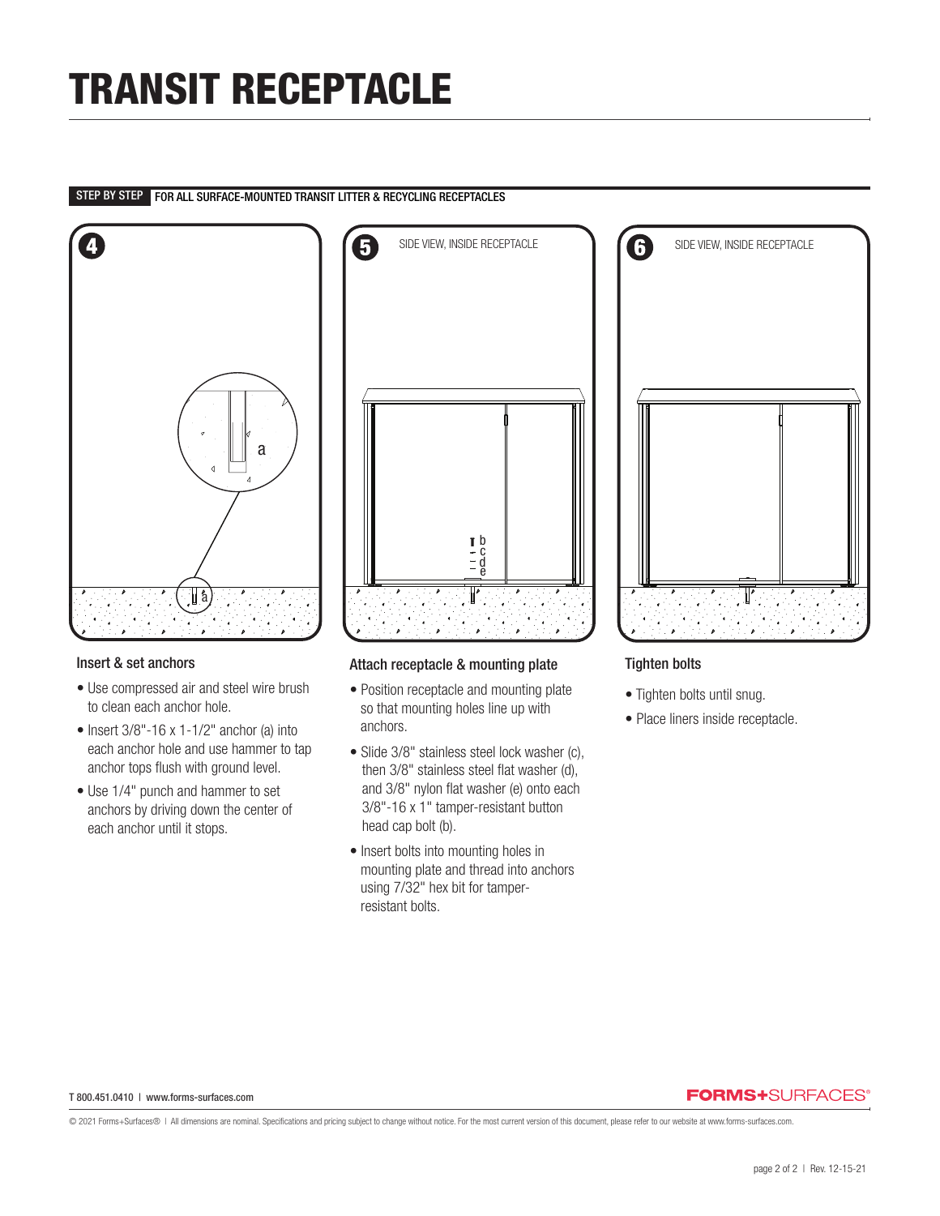# TRANSIT RECEPTACLE

STEP BY STEP FOR ALL SURFACE-MOUNTED TRANSIT LITTER & RECYCLING RECEPTACLES

4

a

a

### Insert & set anchors

- Use compressed air and steel wire brush to clean each anchor hole.
- Insert 3/8"-16 x 1-1/2" anchor (a) into each anchor hole and use hammer to tap anchor tops flush with ground level.
- Use 1/4" punch and hammer to set anchors by driving down the center of each anchor until it stops.

5 SIDE VIEW, INSIDE RECEPTACLE

b
c
d
e

### Attach receptacle & mounting plate

- Position receptacle and mounting plate so that mounting holes line up with anchors.
- Slide 3/8" stainless steel lock washer (c), then 3/8" stainless steel flat washer (d), and 3/8" nylon flat washer (e) onto each 3/8"-16 x 1" tamper-resistant button head cap bolt (b).
- Insert bolts into mounting holes in mounting plate and thread into anchors using 7/32" hex bit for tamper-resistant bolts.

6 SIDE VIEW, INSIDE RECEPTACLE

### Tighten bolts

- Tighten bolts until snug.
- Place liners inside receptacle.

T 800.451.0410 | www.forms-surfaces.com

FORMS+SURFACES®

© 2021 Forms+Surfaces® | All dimensions are nominal. Specifications and pricing subject to change without notice. For the most current version of this document, please refer to our website at www.forms-surfaces.com.

page 2 of 2 | Rev. 12-15-21